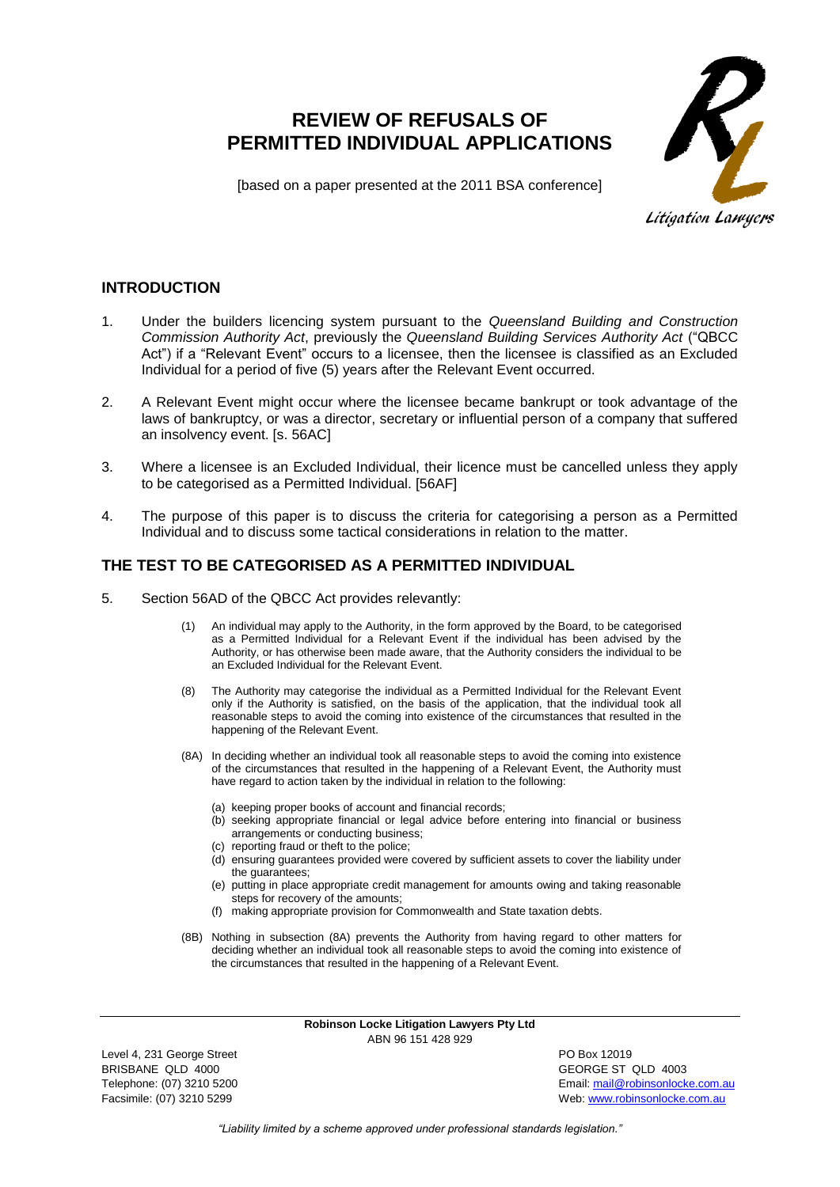# REVIEW OF REFUSALS OF PERMITTED INDIVIDUAL APPLICATIONS

[based on a paper presented at the 2011 BSA conference]

## INTRODUCTION

1. Under the builders licencing system pursuant to the *Queensland Building and Construction Commission Authority Act*, previously the *Queensland Building Services Authority Act* ("QBCC Act") if a "Relevant Event" occurs to a licensee, then the licensee is classified as an Excluded Individual for a period of five (5) years after the Relevant Event occurred.

2. A Relevant Event might occur where the licensee became bankrupt or took advantage of the laws of bankruptcy, or was a director, secretary or influential person of a company that suffered an insolvency event. [s. 56AC]

3. Where a licensee is an Excluded Individual, their licence must be cancelled unless they apply to be categorised as a Permitted Individual. [56AF]

4. The purpose of this paper is to discuss the criteria for categorising a person as a Permitted Individual and to discuss some tactical considerations in relation to the matter.

## THE TEST TO BE CATEGORISED AS A PERMITTED INDIVIDUAL

5. Section 56AD of the QBCC Act provides relevantly:

   > (1) An individual may apply to the Authority, in the form approved by the Board, to be categorised as a Permitted Individual for a Relevant Event if the individual has been advised by the Authority, or has otherwise been made aware, that the Authority considers the individual to be an Excluded Individual for the Relevant Event.
   >
   > (8) The Authority may categorise the individual as a Permitted Individual for the Relevant Event only if the Authority is satisfied, on the basis of the application, that the individual took all reasonable steps to avoid the coming into existence of the circumstances that resulted in the happening of the Relevant Event.
   >
   > (8A) In deciding whether an individual took all reasonable steps to avoid the coming into existence of the circumstances that resulted in the happening of a Relevant Event, the Authority must have regard to action taken by the individual in relation to the following:
   >
   > (a) keeping proper books of account and financial records;
   > (b) seeking appropriate financial or legal advice before entering into financial or business arrangements or conducting business;
   > (c) reporting fraud or theft to the police;
   > (d) ensuring guarantees provided were covered by sufficient assets to cover the liability under the guarantees;
   > (e) putting in place appropriate credit management for amounts owing and taking reasonable steps for recovery of the amounts;
   > (f) making appropriate provision for Commonwealth and State taxation debts.
   >
   > (8B) Nothing in subsection (8A) prevents the Authority from having regard to other matters for deciding whether an individual took all reasonable steps to avoid the coming into existence of the circumstances that resulted in the happening of a Relevant Event.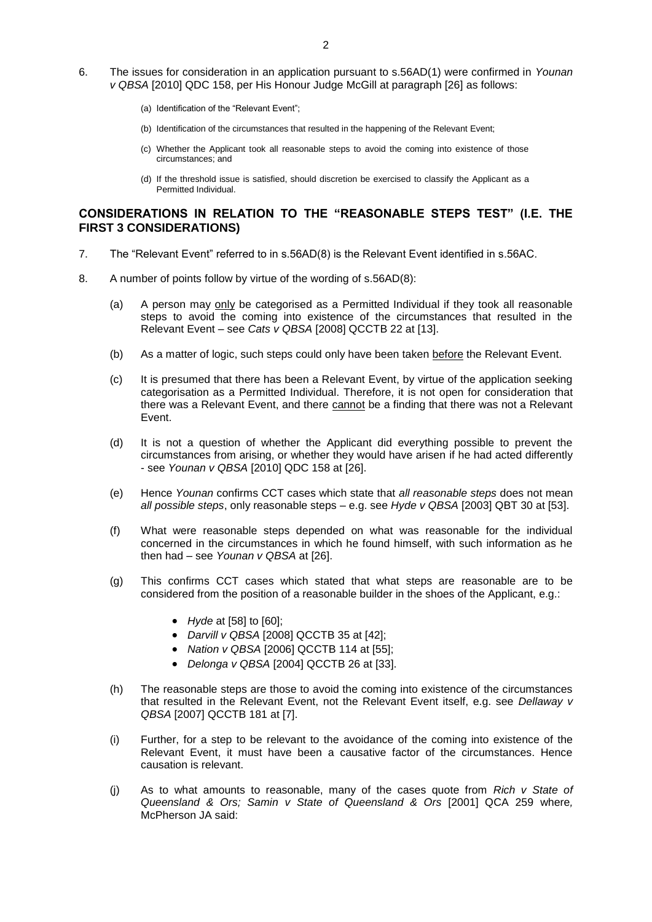6. The issues for consideration in an application pursuant to s.56AD(1) were confirmed in *Younan v QBSA* [2010] QDC 158, per His Honour Judge McGill at paragraph [26] as follows:

    (a) Identification of the "Relevant Event";

    (b) Identification of the circumstances that resulted in the happening of the Relevant Event;

    (c) Whether the Applicant took all reasonable steps to avoid the coming into existence of those circumstances; and

    (d) If the threshold issue is satisfied, should discretion be exercised to classify the Applicant as a Permitted Individual.

## CONSIDERATIONS IN RELATION TO THE "REASONABLE STEPS TEST" (I.E. THE FIRST 3 CONSIDERATIONS)

7. The "Relevant Event" referred to in s.56AD(8) is the Relevant Event identified in s.56AC.

8. A number of points follow by virtue of the wording of s.56AD(8):

    (a) A person may <u>only</u> be categorised as a Permitted Individual if they took all reasonable steps to avoid the coming into existence of the circumstances that resulted in the Relevant Event – see *Cats v QBSA* [2008] QCCTB 22 at [13].

    (b) As a matter of logic, such steps could only have been taken <u>before</u> the Relevant Event.

    (c) It is presumed that there has been a Relevant Event, by virtue of the application seeking categorisation as a Permitted Individual. Therefore, it is not open for consideration that there was a Relevant Event, and there <u>cannot</u> be a finding that there was not a Relevant Event.

    (d) It is not a question of whether the Applicant did everything possible to prevent the circumstances from arising, or whether they would have arisen if he had acted differently - see *Younan v QBSA* [2010] QDC 158 at [26].

    (e) Hence *Younan* confirms CCT cases which state that *all reasonable steps* does not mean *all possible steps*, only reasonable steps – e.g. see *Hyde v QBSA* [2003] QBT 30 at [53].

    (f) What were reasonable steps depended on what was reasonable for the individual concerned in the circumstances in which he found himself, with such information as he then had – see *Younan v QBSA* at [26].

    (g) This confirms CCT cases which stated that what steps are reasonable are to be considered from the position of a reasonable builder in the shoes of the Applicant, e.g.:

        - *Hyde* at [58] to [60];
        - *Darvill v QBSA* [2008] QCCTB 35 at [42];
        - *Nation v QBSA* [2006] QCCTB 114 at [55];
        - *Delonga v QBSA* [2004] QCCTB 26 at [33].

    (h) The reasonable steps are those to avoid the coming into existence of the circumstances that resulted in the Relevant Event, not the Relevant Event itself, e.g. see *Dellaway v QBSA* [2007] QCCTB 181 at [7].

    (i) Further, for a step to be relevant to the avoidance of the coming into existence of the Relevant Event, it must have been a causative factor of the circumstances. Hence causation is relevant.

    (j) As to what amounts to reasonable, many of the cases quote from *Rich v State of Queensland & Ors; Samin v State of Queensland & Ors* [2001] QCA 259 where, McPherson JA said: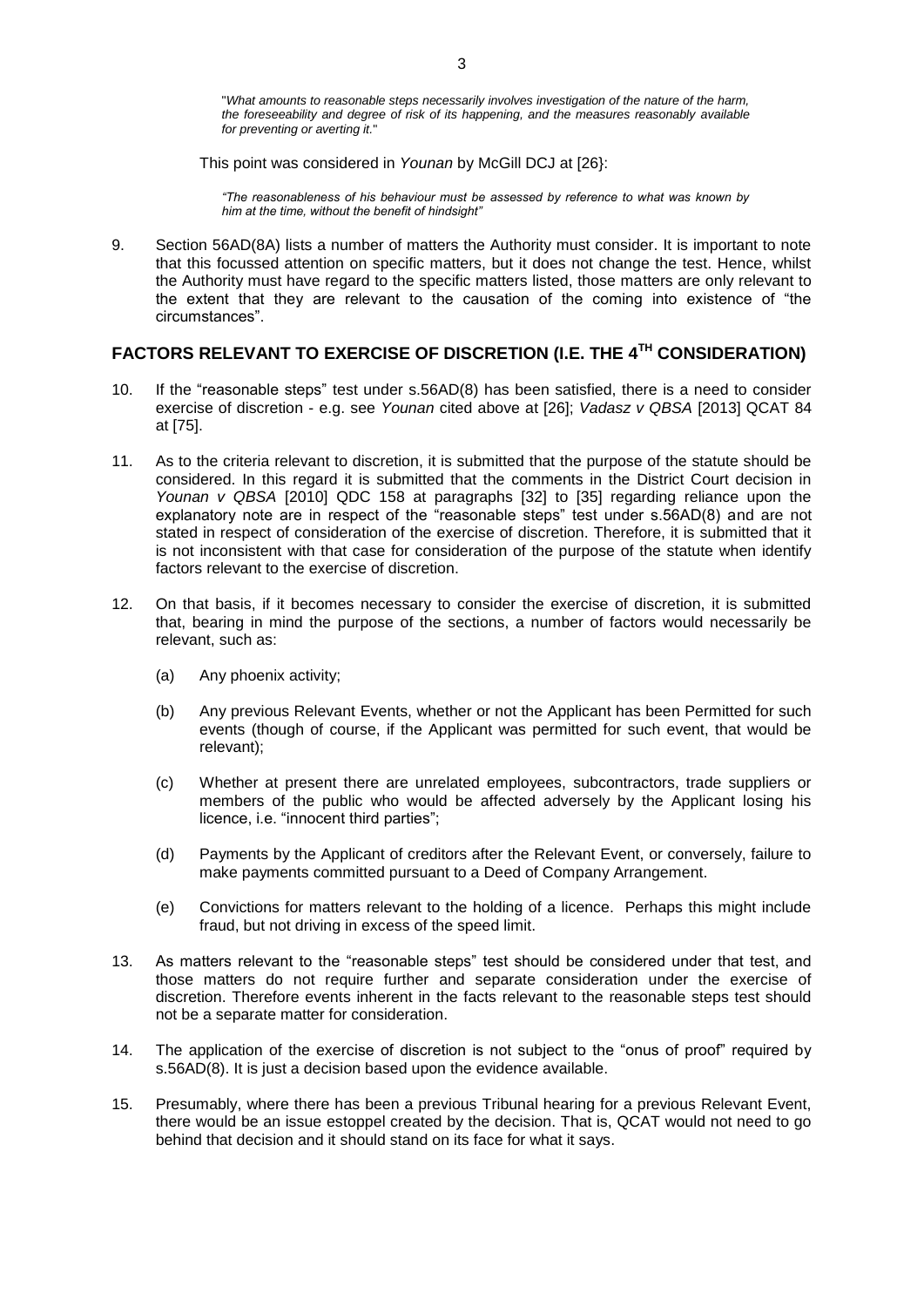"*What amounts to reasonable steps necessarily involves investigation of the nature of the harm, the foreseeability and degree of risk of its happening, and the measures reasonably available for preventing or averting it.*"

This point was considered in *Younan* by McGill DCJ at [26}:

> *"The reasonableness of his behaviour must be assessed by reference to what was known by him at the time, without the benefit of hindsight"*

9. Section 56AD(8A) lists a number of matters the Authority must consider. It is important to note that this focussed attention on specific matters, but it does not change the test. Hence, whilst the Authority must have regard to the specific matters listed, those matters are only relevant to the extent that they are relevant to the causation of the coming into existence of "the circumstances".

## FACTORS RELEVANT TO EXERCISE OF DISCRETION (I.E. THE 4TH CONSIDERATION)

10. If the "reasonable steps" test under s.56AD(8) has been satisfied, there is a need to consider exercise of discretion - e.g. see *Younan* cited above at [26]; *Vadasz v QBSA* [2013] QCAT 84 at [75].

11. As to the criteria relevant to discretion, it is submitted that the purpose of the statute should be considered. In this regard it is submitted that the comments in the District Court decision in *Younan v QBSA* [2010] QDC 158 at paragraphs [32] to [35] regarding reliance upon the explanatory note are in respect of the "reasonable steps" test under s.56AD(8) and are not stated in respect of consideration of the exercise of discretion. Therefore, it is submitted that it is not inconsistent with that case for consideration of the purpose of the statute when identify factors relevant to the exercise of discretion.

12. On that basis, if it becomes necessary to consider the exercise of discretion, it is submitted that, bearing in mind the purpose of the sections, a number of factors would necessarily be relevant, such as:

    (a) Any phoenix activity;

    (b) Any previous Relevant Events, whether or not the Applicant has been Permitted for such events (though of course, if the Applicant was permitted for such event, that would be relevant);

    (c) Whether at present there are unrelated employees, subcontractors, trade suppliers or members of the public who would be affected adversely by the Applicant losing his licence, i.e. "innocent third parties";

    (d) Payments by the Applicant of creditors after the Relevant Event, or conversely, failure to make payments committed pursuant to a Deed of Company Arrangement.

    (e) Convictions for matters relevant to the holding of a licence. Perhaps this might include fraud, but not driving in excess of the speed limit.

13. As matters relevant to the "reasonable steps" test should be considered under that test, and those matters do not require further and separate consideration under the exercise of discretion. Therefore events inherent in the facts relevant to the reasonable steps test should not be a separate matter for consideration.

14. The application of the exercise of discretion is not subject to the "onus of proof" required by s.56AD(8). It is just a decision based upon the evidence available.

15. Presumably, where there has been a previous Tribunal hearing for a previous Relevant Event, there would be an issue estoppel created by the decision. That is, QCAT would not need to go behind that decision and it should stand on its face for what it says.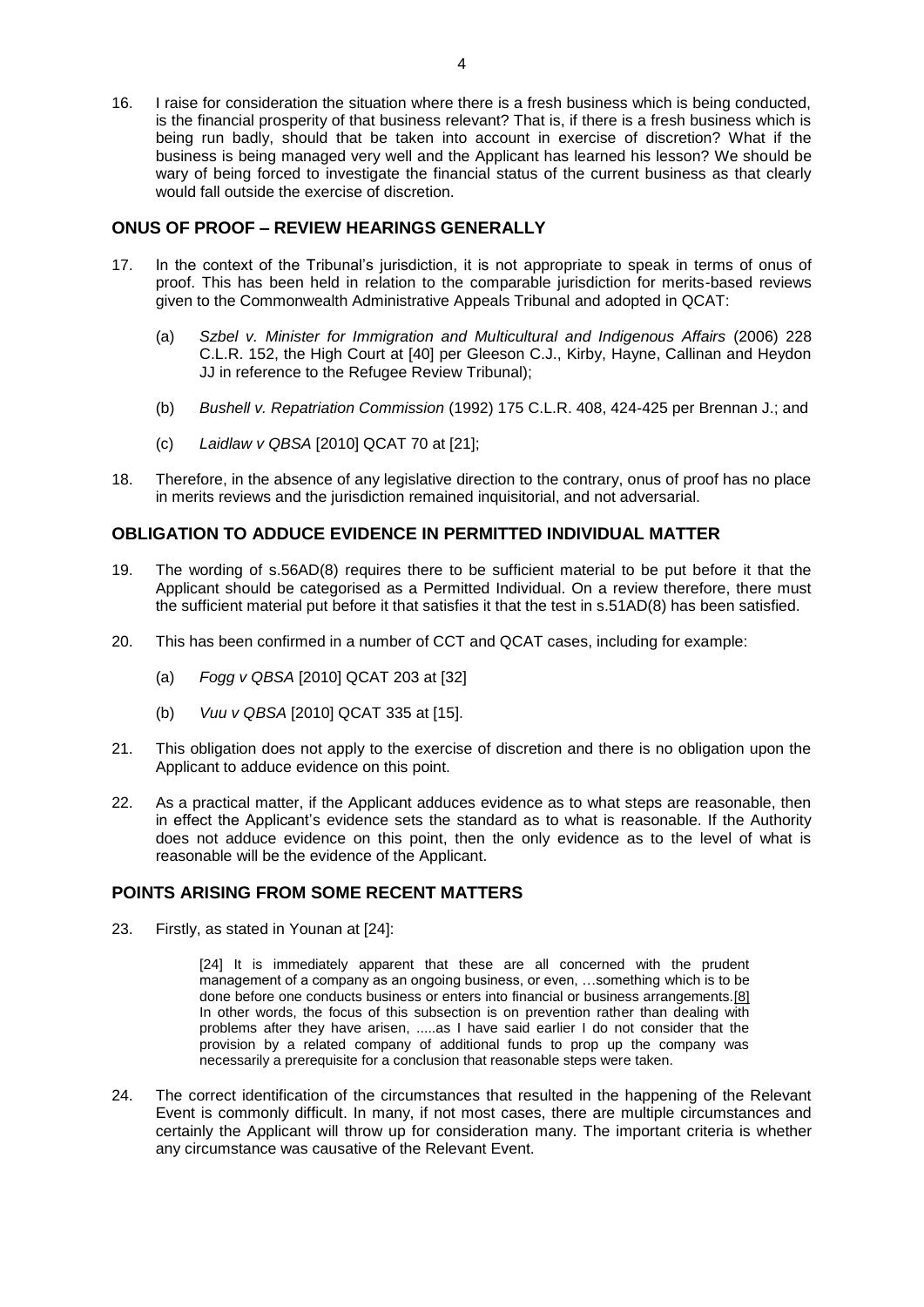16. I raise for consideration the situation where there is a fresh business which is being conducted, is the financial prosperity of that business relevant? That is, if there is a fresh business which is being run badly, should that be taken into account in exercise of discretion? What if the business is being managed very well and the Applicant has learned his lesson? We should be wary of being forced to investigate the financial status of the current business as that clearly would fall outside the exercise of discretion.

## ONUS OF PROOF – REVIEW HEARINGS GENERALLY

17. In the context of the Tribunal's jurisdiction, it is not appropriate to speak in terms of onus of proof. This has been held in relation to the comparable jurisdiction for merits-based reviews given to the Commonwealth Administrative Appeals Tribunal and adopted in QCAT:

    (a) *Szbel v. Minister for Immigration and Multicultural and Indigenous Affairs* (2006) 228 C.L.R. 152, the High Court at [40] per Gleeson C.J., Kirby, Hayne, Callinan and Heydon JJ in reference to the Refugee Review Tribunal);

    (b) *Bushell v. Repatriation Commission* (1992) 175 C.L.R. 408, 424-425 per Brennan J.; and

    (c) *Laidlaw v QBSA* [2010] QCAT 70 at [21];

18. Therefore, in the absence of any legislative direction to the contrary, onus of proof has no place in merits reviews and the jurisdiction remained inquisitorial, and not adversarial.

## OBLIGATION TO ADDUCE EVIDENCE IN PERMITTED INDIVIDUAL MATTER

19. The wording of s.56AD(8) requires there to be sufficient material to be put before it that the Applicant should be categorised as a Permitted Individual. On a review therefore, there must the sufficient material put before it that satisfies it that the test in s.51AD(8) has been satisfied.

20. This has been confirmed in a number of CCT and QCAT cases, including for example:

    (a) *Fogg v QBSA* [2010] QCAT 203 at [32]

    (b) *Vuu v QBSA* [2010] QCAT 335 at [15].

21. This obligation does not apply to the exercise of discretion and there is no obligation upon the Applicant to adduce evidence on this point.

22. As a practical matter, if the Applicant adduces evidence as to what steps are reasonable, then in effect the Applicant's evidence sets the standard as to what is reasonable. If the Authority does not adduce evidence on this point, then the only evidence as to the level of what is reasonable will be the evidence of the Applicant.

## POINTS ARISING FROM SOME RECENT MATTERS

23. Firstly, as stated in Younan at [24]:

    > [24] It is immediately apparent that these are all concerned with the prudent management of a company as an ongoing business, or even, …something which is to be done before one conducts business or enters into financial or business arrangements.[8] In other words, the focus of this subsection is on prevention rather than dealing with problems after they have arisen, .....as I have said earlier I do not consider that the provision by a related company of additional funds to prop up the company was necessarily a prerequisite for a conclusion that reasonable steps were taken.

24. The correct identification of the circumstances that resulted in the happening of the Relevant Event is commonly difficult. In many, if not most cases, there are multiple circumstances and certainly the Applicant will throw up for consideration many. The important criteria is whether any circumstance was causative of the Relevant Event.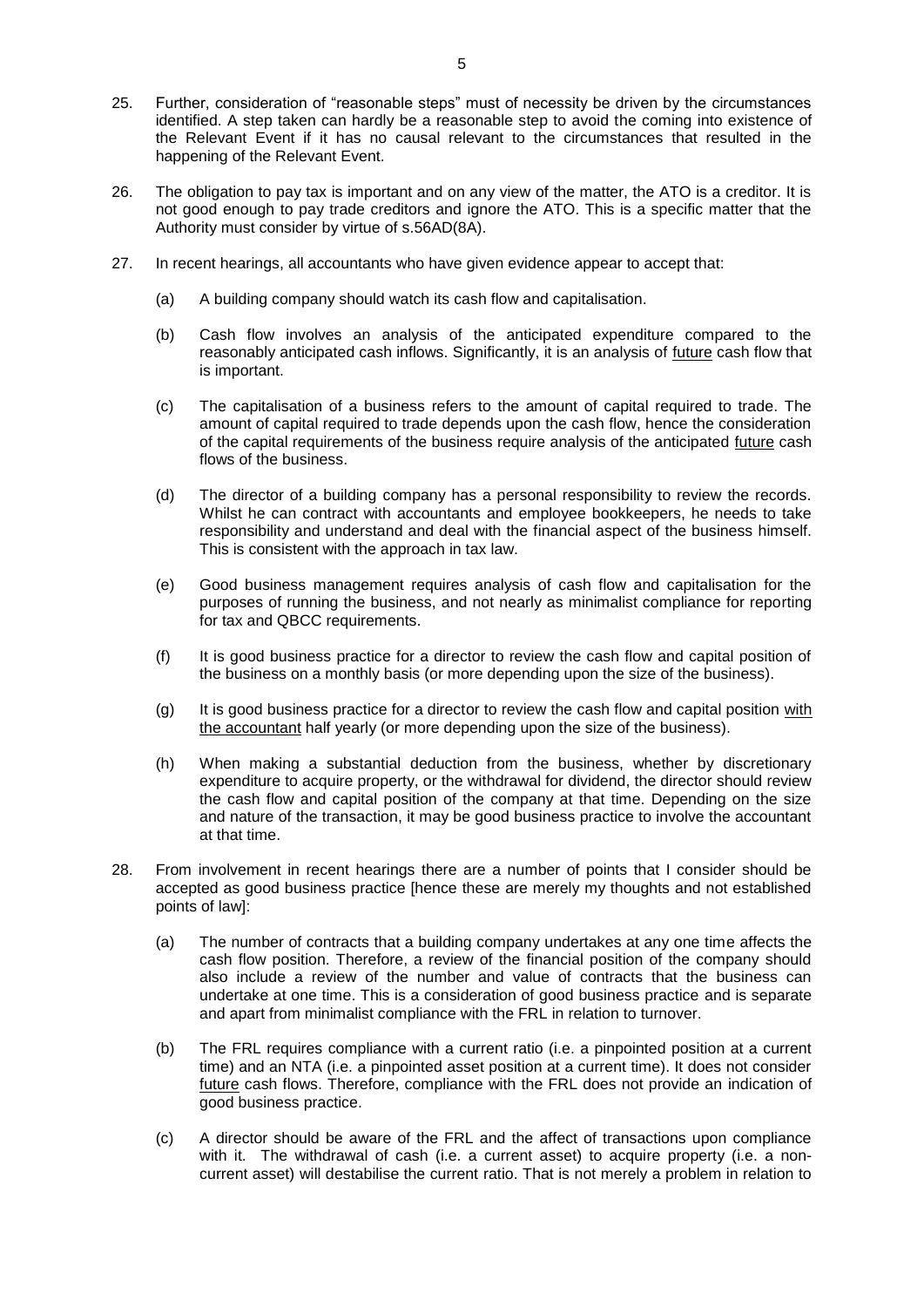25. Further, consideration of "reasonable steps" must of necessity be driven by the circumstances identified. A step taken can hardly be a reasonable step to avoid the coming into existence of the Relevant Event if it has no causal relevant to the circumstances that resulted in the happening of the Relevant Event.

26. The obligation to pay tax is important and on any view of the matter, the ATO is a creditor. It is not good enough to pay trade creditors and ignore the ATO. This is a specific matter that the Authority must consider by virtue of s.56AD(8A).

27. In recent hearings, all accountants who have given evidence appear to accept that:

    (a) A building company should watch its cash flow and capitalisation.

    (b) Cash flow involves an analysis of the anticipated expenditure compared to the reasonably anticipated cash inflows. Significantly, it is an analysis of <u>future</u> cash flow that is important.

    (c) The capitalisation of a business refers to the amount of capital required to trade. The amount of capital required to trade depends upon the cash flow, hence the consideration of the capital requirements of the business require analysis of the anticipated <u>future</u> cash flows of the business.

    (d) The director of a building company has a personal responsibility to review the records. Whilst he can contract with accountants and employee bookkeepers, he needs to take responsibility and understand and deal with the financial aspect of the business himself. This is consistent with the approach in tax law.

    (e) Good business management requires analysis of cash flow and capitalisation for the purposes of running the business, and not nearly as minimalist compliance for reporting for tax and QBCC requirements.

    (f) It is good business practice for a director to review the cash flow and capital position of the business on a monthly basis (or more depending upon the size of the business).

    (g) It is good business practice for a director to review the cash flow and capital position <u>with the accountant</u> half yearly (or more depending upon the size of the business).

    (h) When making a substantial deduction from the business, whether by discretionary expenditure to acquire property, or the withdrawal for dividend, the director should review the cash flow and capital position of the company at that time. Depending on the size and nature of the transaction, it may be good business practice to involve the accountant at that time.

28. From involvement in recent hearings there are a number of points that I consider should be accepted as good business practice [hence these are merely my thoughts and not established points of law]:

    (a) The number of contracts that a building company undertakes at any one time affects the cash flow position. Therefore, a review of the financial position of the company should also include a review of the number and value of contracts that the business can undertake at one time. This is a consideration of good business practice and is separate and apart from minimalist compliance with the FRL in relation to turnover.

    (b) The FRL requires compliance with a current ratio (i.e. a pinpointed position at a current time) and an NTA (i.e. a pinpointed asset position at a current time). It does not consider <u>future</u> cash flows. Therefore, compliance with the FRL does not provide an indication of good business practice.

    (c) A director should be aware of the FRL and the affect of transactions upon compliance with it. The withdrawal of cash (i.e. a current asset) to acquire property (i.e. a non-current asset) will destabilise the current ratio. That is not merely a problem in relation to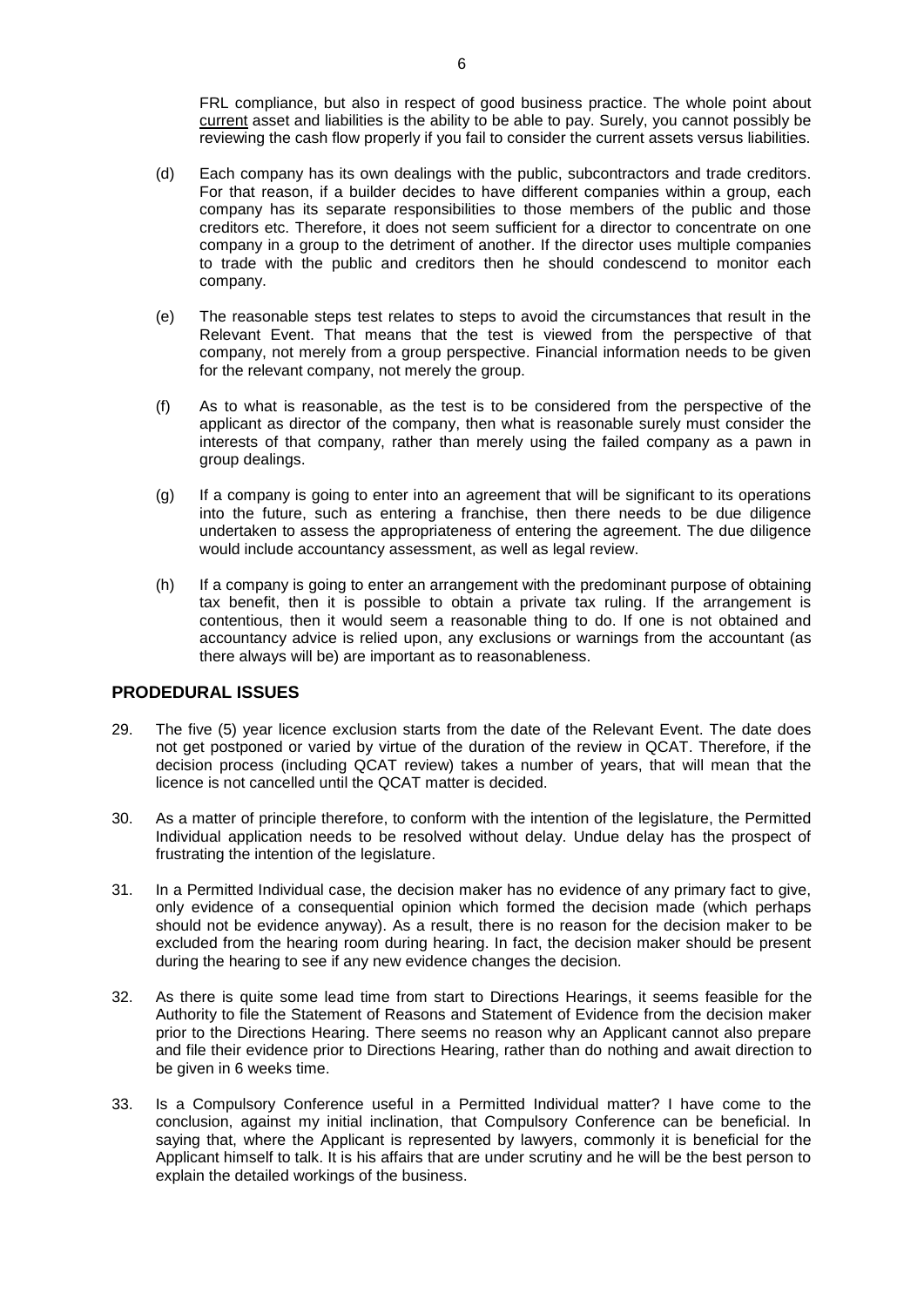FRL compliance, but also in respect of good business practice. The whole point about current asset and liabilities is the ability to be able to pay. Surely, you cannot possibly be reviewing the cash flow properly if you fail to consider the current assets versus liabilities.

(d) Each company has its own dealings with the public, subcontractors and trade creditors. For that reason, if a builder decides to have different companies within a group, each company has its separate responsibilities to those members of the public and those creditors etc. Therefore, it does not seem sufficient for a director to concentrate on one company in a group to the detriment of another. If the director uses multiple companies to trade with the public and creditors then he should condescend to monitor each company.

(e) The reasonable steps test relates to steps to avoid the circumstances that result in the Relevant Event. That means that the test is viewed from the perspective of that company, not merely from a group perspective. Financial information needs to be given for the relevant company, not merely the group.

(f) As to what is reasonable, as the test is to be considered from the perspective of the applicant as director of the company, then what is reasonable surely must consider the interests of that company, rather than merely using the failed company as a pawn in group dealings.

(g) If a company is going to enter into an agreement that will be significant to its operations into the future, such as entering a franchise, then there needs to be due diligence undertaken to assess the appropriateness of entering the agreement. The due diligence would include accountancy assessment, as well as legal review.

(h) If a company is going to enter an arrangement with the predominant purpose of obtaining tax benefit, then it is possible to obtain a private tax ruling. If the arrangement is contentious, then it would seem a reasonable thing to do. If one is not obtained and accountancy advice is relied upon, any exclusions or warnings from the accountant (as there always will be) are important as to reasonableness.

## PRODEDURAL ISSUES

29. The five (5) year licence exclusion starts from the date of the Relevant Event. The date does not get postponed or varied by virtue of the duration of the review in QCAT. Therefore, if the decision process (including QCAT review) takes a number of years, that will mean that the licence is not cancelled until the QCAT matter is decided.

30. As a matter of principle therefore, to conform with the intention of the legislature, the Permitted Individual application needs to be resolved without delay. Undue delay has the prospect of frustrating the intention of the legislature.

31. In a Permitted Individual case, the decision maker has no evidence of any primary fact to give, only evidence of a consequential opinion which formed the decision made (which perhaps should not be evidence anyway). As a result, there is no reason for the decision maker to be excluded from the hearing room during hearing. In fact, the decision maker should be present during the hearing to see if any new evidence changes the decision.

32. As there is quite some lead time from start to Directions Hearings, it seems feasible for the Authority to file the Statement of Reasons and Statement of Evidence from the decision maker prior to the Directions Hearing. There seems no reason why an Applicant cannot also prepare and file their evidence prior to Directions Hearing, rather than do nothing and await direction to be given in 6 weeks time.

33. Is a Compulsory Conference useful in a Permitted Individual matter? I have come to the conclusion, against my initial inclination, that Compulsory Conference can be beneficial. In saying that, where the Applicant is represented by lawyers, commonly it is beneficial for the Applicant himself to talk. It is his affairs that are under scrutiny and he will be the best person to explain the detailed workings of the business.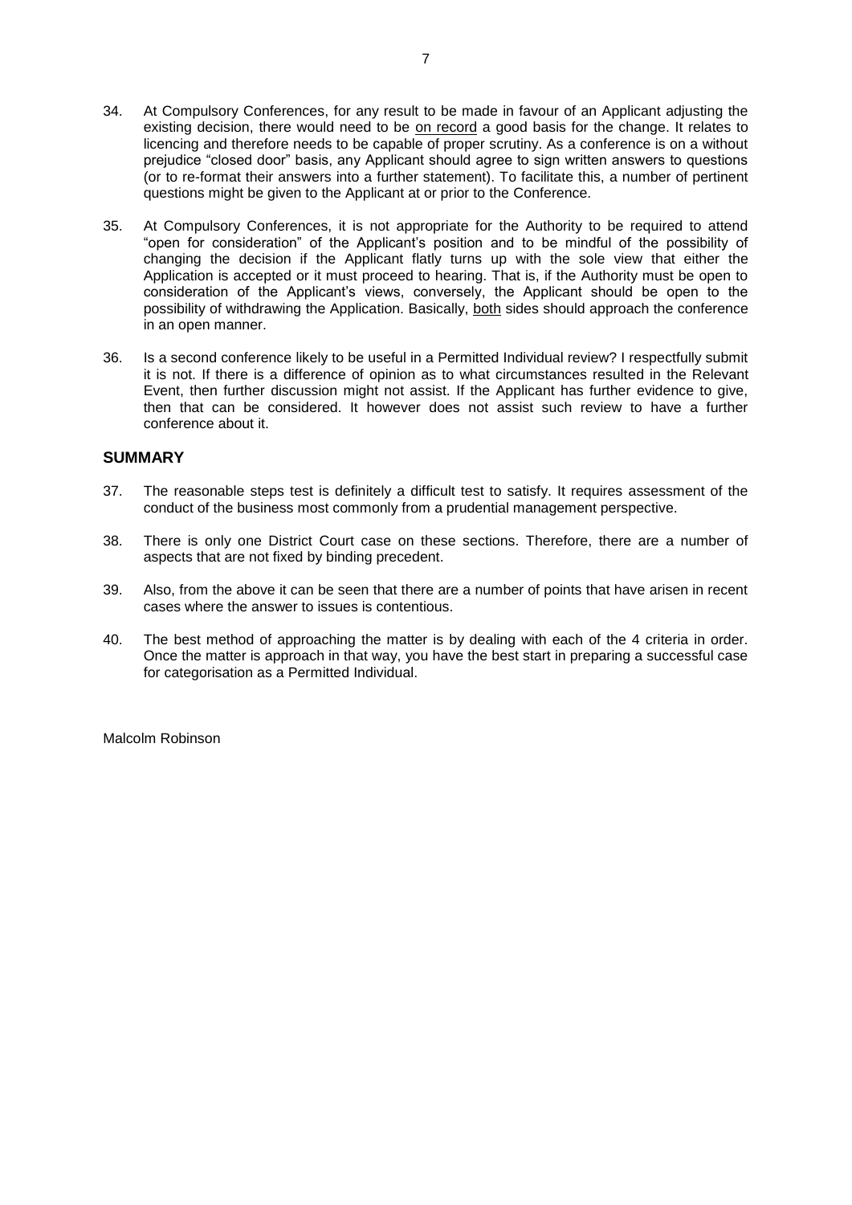34. At Compulsory Conferences, for any result to be made in favour of an Applicant adjusting the existing decision, there would need to be <u>on record</u> a good basis for the change. It relates to licencing and therefore needs to be capable of proper scrutiny. As a conference is on a without prejudice "closed door" basis, any Applicant should agree to sign written answers to questions (or to re-format their answers into a further statement). To facilitate this, a number of pertinent questions might be given to the Applicant at or prior to the Conference.

35. At Compulsory Conferences, it is not appropriate for the Authority to be required to attend "open for consideration" of the Applicant's position and to be mindful of the possibility of changing the decision if the Applicant flatly turns up with the sole view that either the Application is accepted or it must proceed to hearing. That is, if the Authority must be open to consideration of the Applicant's views, conversely, the Applicant should be open to the possibility of withdrawing the Application. Basically, <u>both</u> sides should approach the conference in an open manner.

36. Is a second conference likely to be useful in a Permitted Individual review? I respectfully submit it is not. If there is a difference of opinion as to what circumstances resulted in the Relevant Event, then further discussion might not assist. If the Applicant has further evidence to give, then that can be considered. It however does not assist such review to have a further conference about it.

## SUMMARY

37. The reasonable steps test is definitely a difficult test to satisfy. It requires assessment of the conduct of the business most commonly from a prudential management perspective.

38. There is only one District Court case on these sections. Therefore, there are a number of aspects that are not fixed by binding precedent.

39. Also, from the above it can be seen that there are a number of points that have arisen in recent cases where the answer to issues is contentious.

40. The best method of approaching the matter is by dealing with each of the 4 criteria in order. Once the matter is approach in that way, you have the best start in preparing a successful case for categorisation as a Permitted Individual.

Malcolm Robinson